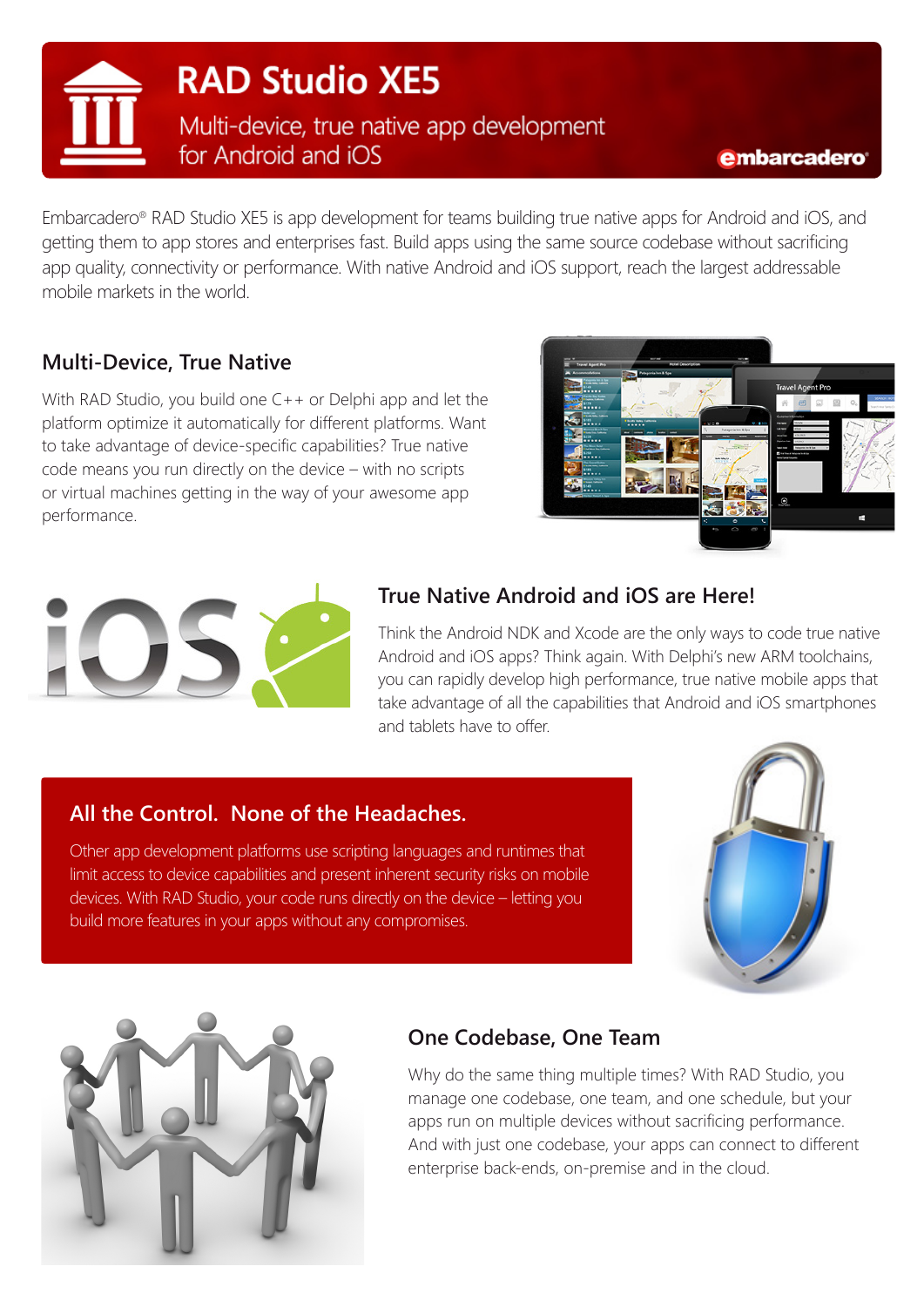# RAD Studio XE5

Multi-device, true native app development for Android and iOS

embarcadero

Embarcadero® RAD Studio XE5 is app development for teams building true native apps for Android and iOS, and getting them to app stores and enterprises fast. Build apps using the same source codebase without sacrificing app quality, connectivity or performance. With native Android and iOS support, reach the largest addressable mobile markets in the world.

## Multi-Device, True Native

With RAD Studio, you build one C++ or Delphi app and let the platform optimize it automatically for different platforms. Want to take advantage of device-specific capabilities? True native code means you run directly on the device – with no scripts or virtual machines getting in the way of your awesome app performance.

## True Native Android and iOS are Here!

Think the Android NDK and Xcode are the only ways to code true native Android and iOS apps? Think again. With Delphi's new ARM toolchains, you can rapidly develop high performance, true native mobile apps that take advantage of all the capabilities that Android and iOS smartphones and tablets have to offer.

## All the Control. None of the Headaches.

Other app development platforms use scripting languages and runtimes that limit access to device capabilities and present inherent security risks on mobile devices. With RAD Studio, your code runs directly on the device – letting you build more features in your apps without any compromises.

## One Codebase, One Team

Why do the same thing multiple times? With RAD Studio, you manage one codebase, one team, and one schedule, but your apps run on multiple devices without sacrificing performance. And with just one codebase, your apps can connect to different enterprise back-ends, on-premise and in the cloud.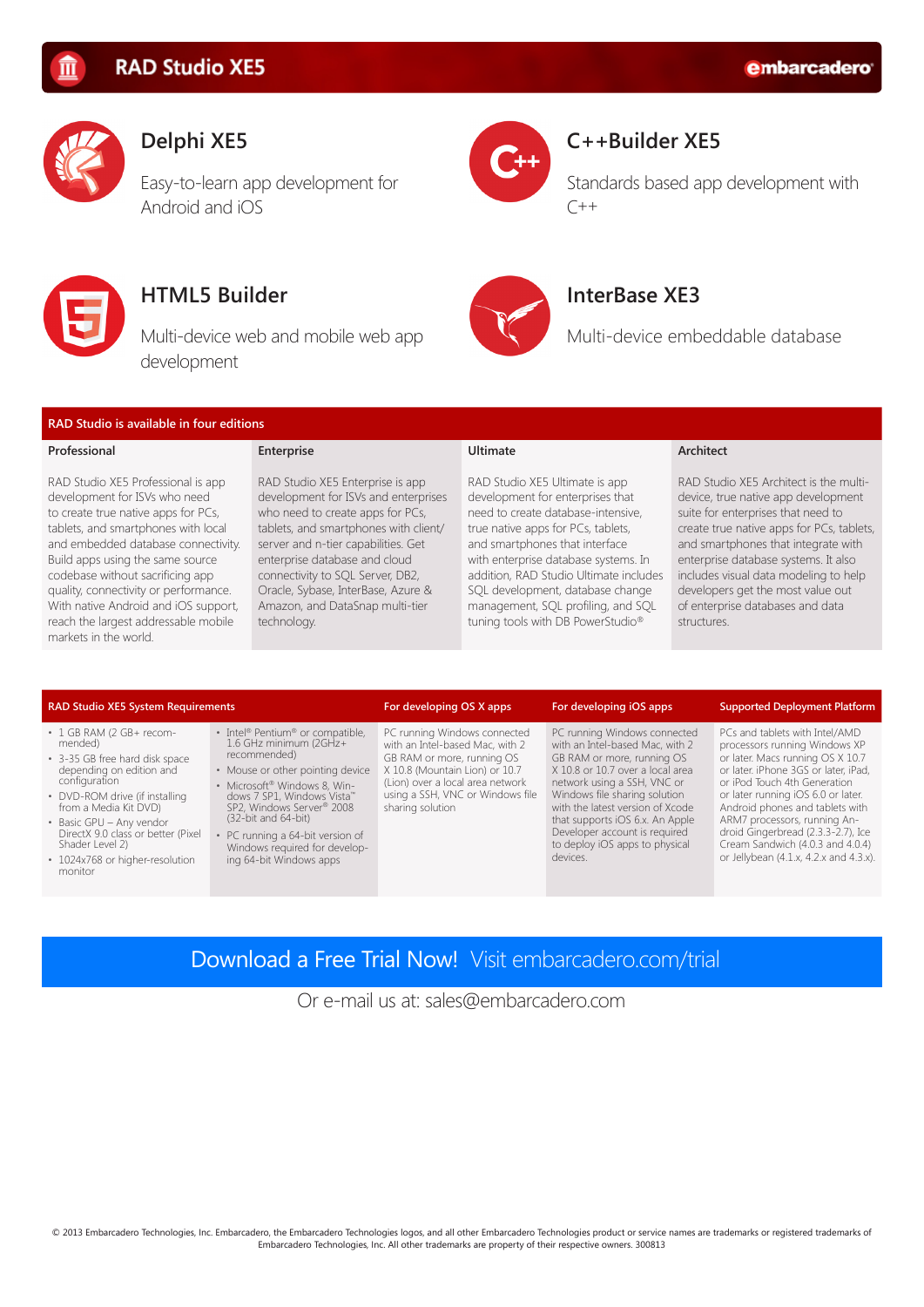# RAD Studio XE5

embarcadero

## Delphi XE5

Easy-to-learn app development for Android and iOS

## C++Builder XE5

Standards based app development with C++

## HTML5 Builder

Multi-device web and mobile web app development

## InterBase XE3

Multi-device embeddable database

## RAD Studio is available in four editions

| Professional | Enterprise | Ultimate | Architect |
|---|---|---|---|
| RAD Studio XE5 Professional is app development for ISVs who need to create true native apps for PCs, tablets, and smartphones with local and embedded database connectivity. Build apps using the same source codebase without sacrificing app quality, connectivity or performance. With native Android and iOS support, reach the largest addressable mobile markets in the world. | RAD Studio XE5 Enterprise is app development for ISVs and enterprises who need to create apps for PCs, tablets, and smartphones with client/server and n-tier capabilities. Get enterprise database and cloud connectivity to SQL Server, DB2, Oracle, Sybase, InterBase, Azure & Amazon, and DataSnap multi-tier technology. | RAD Studio XE5 Ultimate is app development for enterprises that need to create database-intensive, true native apps for PCs, tablets, and smartphones that interface with enterprise database systems. In addition, RAD Studio Ultimate includes SQL development, database change management, SQL profiling, and SQL tuning tools with DB PowerStudio® | RAD Studio XE5 Architect is the multi-device, true native app development suite for enterprises that need to create true native apps for PCs, tablets, and smartphones that integrate with enterprise database systems. It also includes visual data modeling to help developers get the most value out of enterprise databases and data structures. |

| RAD Studio XE5 System Requirements | | For developing OS X apps | For developing iOS apps | Supported Deployment Platform |
|---|---|---|---|---|
| • 1 GB RAM (2 GB+ recommended)<br>• 3-35 GB free hard disk space depending on edition and configuration<br>• DVD-ROM drive (if installing from a Media Kit DVD)<br>• Basic GPU – Any vendor DirectX 9.0 class or better (Pixel Shader Level 2)<br>• 1024x768 or higher-resolution monitor | • Intel® Pentium® or compatible, 1.6 GHz minimum (2GHz+ recommended)<br>• Mouse or other pointing device<br>• Microsoft® Windows 8, Windows 7 SP1, Windows Vista™ SP2, Windows Server® 2008 (32-bit and 64-bit)<br>• PC running a 64-bit version of Windows required for developing 64-bit Windows apps | PC running Windows connected with an Intel-based Mac, with 2 GB RAM or more, running OS X 10.8 (Mountain Lion) or 10.7 (Lion) over a local area network using a SSH, VNC or Windows file sharing solution | PC running Windows connected with an Intel-based Mac, with 2 GB RAM or more, running OS X 10.8 or 10.7 over a local area network using a SSH, VNC or Windows file sharing solution with the latest version of Xcode that supports iOS 6.x. An Apple Developer account is required to deploy iOS apps to physical devices. | PCs and tablets with Intel/AMD processors running Windows XP or later. Macs running OS X 10.7 or later. iPhone 3GS or later, iPad, or iPod Touch 4th Generation or later running iOS 6.0 or later. Android phones and tablets with ARM7 processors, running Android Gingerbread (2.3.3-2.7), Ice Cream Sandwich (4.0.3 and 4.0.4) or Jellybean (4.1.x, 4.2.x and 4.3.x). |

**Download a Free Trial Now!** Visit embarcadero.com/trial

Or e-mail us at: sales@embarcadero.com

© 2013 Embarcadero Technologies, Inc. Embarcadero, the Embarcadero Technologies logos, and all other Embarcadero Technologies product or service names are trademarks or registered trademarks of Embarcadero Technologies, Inc. All other trademarks are property of their respective owners. 300813